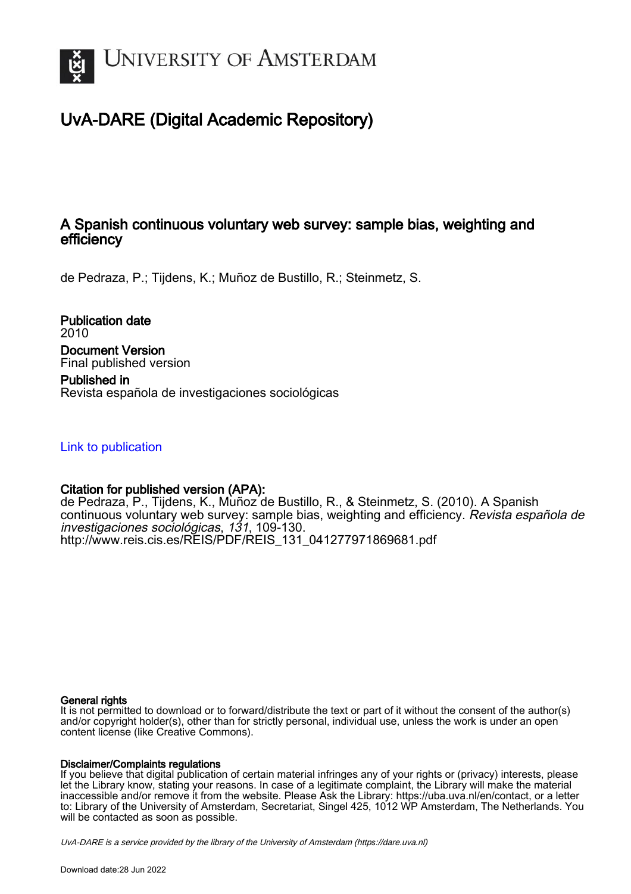# UvA-DARE (Digital Academic Repository)

## A Spanish continuous voluntary web survey: sample bias, weighting and efficiency

de Pedraza, P.; Tijdens, K.; Muñoz de Bustillo, R.; Steinmetz, S.

**Publication date**
2010

**Document Version**
Final published version

**Published in**
Revista española de investigaciones sociológicas

Link to publication

**Citation for published version (APA):**
de Pedraza, P., Tijdens, K., Muñoz de Bustillo, R., & Steinmetz, S. (2010). A Spanish continuous voluntary web survey: sample bias, weighting and efficiency. *Revista española de investigaciones sociológicas*, *131*, 109-130.
http://www.reis.cis.es/REIS/PDF/REIS_131_041277971869681.pdf

**General rights**
It is not permitted to download or to forward/distribute the text or part of it without the consent of the author(s) and/or copyright holder(s), other than for strictly personal, individual use, unless the work is under an open content license (like Creative Commons).

**Disclaimer/Complaints regulations**
If you believe that digital publication of certain material infringes any of your rights or (privacy) interests, please let the Library know, stating your reasons. In case of a legitimate complaint, the Library will make the material inaccessible and/or remove it from the website. Please Ask the Library: https://uba.uva.nl/en/contact, or a letter to: Library of the University of Amsterdam, Secretariat, Singel 425, 1012 WP Amsterdam, The Netherlands. You will be contacted as soon as possible.

*UvA-DARE is a service provided by the library of the University of Amsterdam (https://dare.uva.nl)*

Download date:28 Jun 2022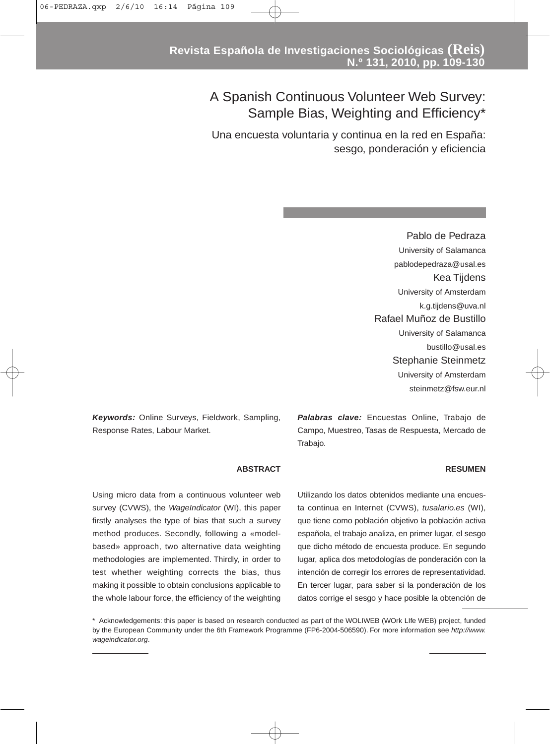# A Spanish Continuous Volunteer Web Survey: Sample Bias, Weighting and Efficiency*

# Una encuesta voluntaria y continua en la red en España: sesgo, ponderación y eficiencia

Pablo de Pedraza
University of Salamanca
pablodepedraza@usal.es

Kea Tijdens
University of Amsterdam
k.g.tijdens@uva.nl

Rafael Muñoz de Bustillo
University of Salamanca
bustillo@usal.es

Stephanie Steinmetz
University of Amsterdam
steinmetz@fsw.eur.nl

***Keywords:*** Online Surveys, Fieldwork, Sampling, Response Rates, Labour Market.

***Palabras clave:*** Encuestas Online, Trabajo de Campo, Muestreo, Tasas de Respuesta, Mercado de Trabajo.

**ABSTRACT**

Using micro data from a continuous volunteer web survey (CVWS), the *WageIndicator* (WI), this paper firstly analyses the type of bias that such a survey method produces. Secondly, following a «model-based» approach, two alternative data weighting methodologies are implemented. Thirdly, in order to test whether weighting corrects the bias, thus making it possible to obtain conclusions applicable to the whole labour force, the efficiency of the weighting

**RESUMEN**

Utilizando los datos obtenidos mediante una encuesta continua en Internet (CVWS), *tusalario.es* (WI), que tiene como población objetivo la población activa española, el trabajo analiza, en primer lugar, el sesgo que dicho método de encuesta produce. En segundo lugar, aplica dos metodologías de ponderación con la intención de corregir los errores de representatividad. En tercer lugar, para saber si la ponderación de los datos corrige el sesgo y hace posible la obtención de

\* Acknowledgements: this paper is based on research conducted as part of the WOLIWEB (WOrk LIfe WEB) project, funded by the European Community under the 6th Framework Programme (FP6-2004-506590). For more information see *http://www.wageindicator.org*.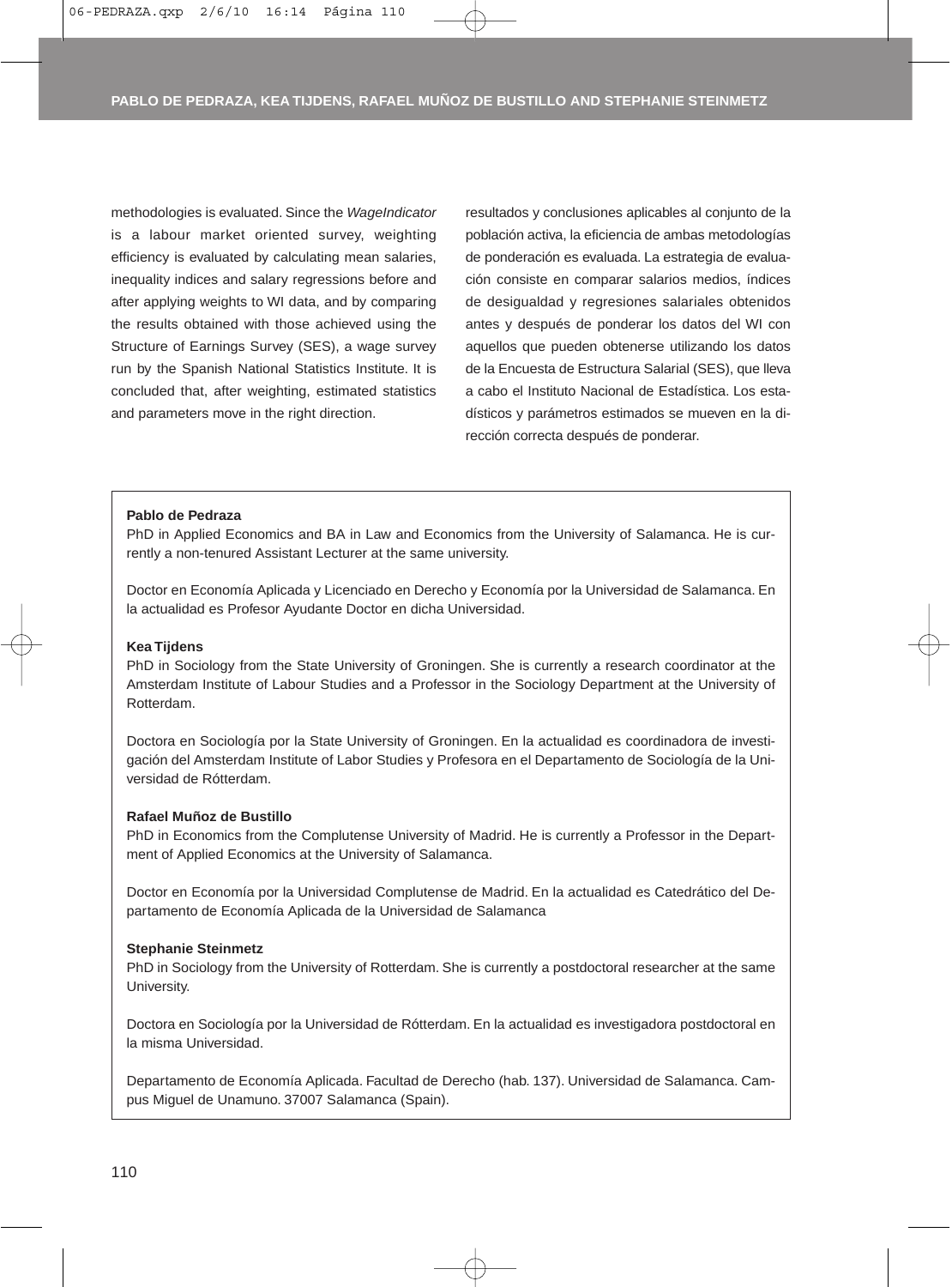methodologies is evaluated. Since the *WageIndicator* is a labour market oriented survey, weighting efficiency is evaluated by calculating mean salaries, inequality indices and salary regressions before and after applying weights to WI data, and by comparing the results obtained with those achieved using the Structure of Earnings Survey (SES), a wage survey run by the Spanish National Statistics Institute. It is concluded that, after weighting, estimated statistics and parameters move in the right direction.

resultados y conclusiones aplicables al conjunto de la población activa, la eficiencia de ambas metodologías de ponderación es evaluada. La estrategia de evaluación consiste en comparar salarios medios, índices de desigualdad y regresiones salariales obtenidos antes y después de ponderar los datos del WI con aquellos que pueden obtenerse utilizando los datos de la Encuesta de Estructura Salarial (SES), que lleva a cabo el Instituto Nacional de Estadística. Los estadísticos y parámetros estimados se mueven en la dirección correcta después de ponderar.

**Pablo de Pedraza**

PhD in Applied Economics and BA in Law and Economics from the University of Salamanca. He is currently a non-tenured Assistant Lecturer at the same university.

Doctor en Economía Aplicada y Licenciado en Derecho y Economía por la Universidad de Salamanca. En la actualidad es Profesor Ayudante Doctor en dicha Universidad.

**Kea Tijdens**

PhD in Sociology from the State University of Groningen. She is currently a research coordinator at the Amsterdam Institute of Labour Studies and a Professor in the Sociology Department at the University of Rotterdam.

Doctora en Sociología por la State University of Groningen. En la actualidad es coordinadora de investigación del Amsterdam Institute of Labor Studies y Profesora en el Departamento de Sociología de la Universidad de Rótterdam.

**Rafael Muñoz de Bustillo**

PhD in Economics from the Complutense University of Madrid. He is currently a Professor in the Department of Applied Economics at the University of Salamanca.

Doctor en Economía por la Universidad Complutense de Madrid. En la actualidad es Catedrático del Departamento de Economía Aplicada de la Universidad de Salamanca

**Stephanie Steinmetz**

PhD in Sociology from the University of Rotterdam. She is currently a postdoctoral researcher at the same University.

Doctora en Sociología por la Universidad de Rótterdam. En la actualidad es investigadora postdoctoral en la misma Universidad.

Departamento de Economía Aplicada. Facultad de Derecho (hab. 137). Universidad de Salamanca. Campus Miguel de Unamuno. 37007 Salamanca (Spain).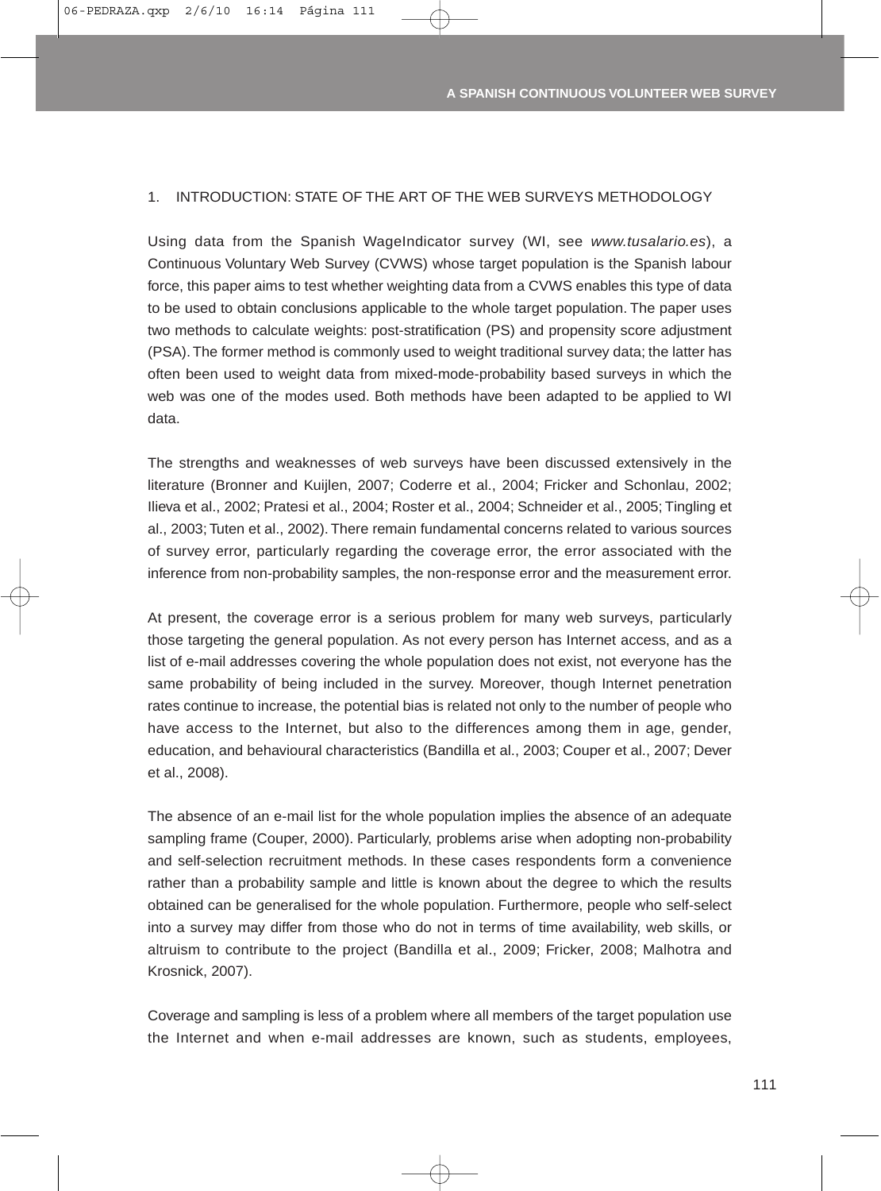## 1. INTRODUCTION: STATE OF THE ART OF THE WEB SURVEYS METHODOLOGY

Using data from the Spanish WageIndicator survey (WI, see *www.tusalario.es*), a Continuous Voluntary Web Survey (CVWS) whose target population is the Spanish labour force, this paper aims to test whether weighting data from a CVWS enables this type of data to be used to obtain conclusions applicable to the whole target population. The paper uses two methods to calculate weights: post-stratification (PS) and propensity score adjustment (PSA). The former method is commonly used to weight traditional survey data; the latter has often been used to weight data from mixed-mode-probability based surveys in which the web was one of the modes used. Both methods have been adapted to be applied to WI data.

The strengths and weaknesses of web surveys have been discussed extensively in the literature (Bronner and Kuijlen, 2007; Coderre et al., 2004; Fricker and Schonlau, 2002; Ilieva et al., 2002; Pratesi et al., 2004; Roster et al., 2004; Schneider et al., 2005; Tingling et al., 2003; Tuten et al., 2002). There remain fundamental concerns related to various sources of survey error, particularly regarding the coverage error, the error associated with the inference from non-probability samples, the non-response error and the measurement error.

At present, the coverage error is a serious problem for many web surveys, particularly those targeting the general population. As not every person has Internet access, and as a list of e-mail addresses covering the whole population does not exist, not everyone has the same probability of being included in the survey. Moreover, though Internet penetration rates continue to increase, the potential bias is related not only to the number of people who have access to the Internet, but also to the differences among them in age, gender, education, and behavioural characteristics (Bandilla et al., 2003; Couper et al., 2007; Dever et al., 2008).

The absence of an e-mail list for the whole population implies the absence of an adequate sampling frame (Couper, 2000). Particularly, problems arise when adopting non-probability and self-selection recruitment methods. In these cases respondents form a convenience rather than a probability sample and little is known about the degree to which the results obtained can be generalised for the whole population. Furthermore, people who self-select into a survey may differ from those who do not in terms of time availability, web skills, or altruism to contribute to the project (Bandilla et al., 2009; Fricker, 2008; Malhotra and Krosnick, 2007).

Coverage and sampling is less of a problem where all members of the target population use the Internet and when e-mail addresses are known, such as students, employees,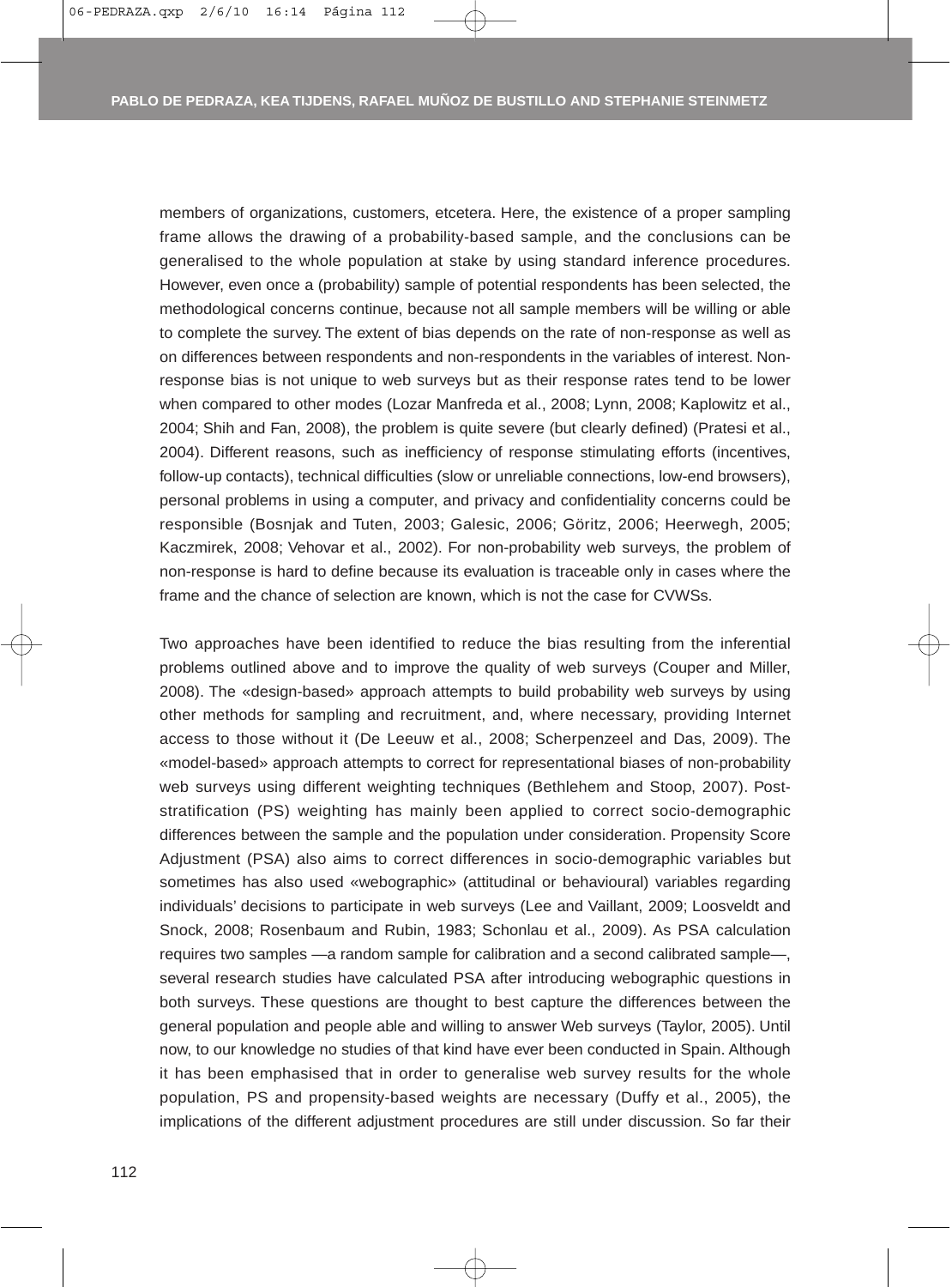members of organizations, customers, etcetera. Here, the existence of a proper sampling frame allows the drawing of a probability-based sample, and the conclusions can be generalised to the whole population at stake by using standard inference procedures. However, even once a (probability) sample of potential respondents has been selected, the methodological concerns continue, because not all sample members will be willing or able to complete the survey. The extent of bias depends on the rate of non-response as well as on differences between respondents and non-respondents in the variables of interest. Non-response bias is not unique to web surveys but as their response rates tend to be lower when compared to other modes (Lozar Manfreda et al., 2008; Lynn, 2008; Kaplowitz et al., 2004; Shih and Fan, 2008), the problem is quite severe (but clearly defined) (Pratesi et al., 2004). Different reasons, such as inefficiency of response stimulating efforts (incentives, follow-up contacts), technical difficulties (slow or unreliable connections, low-end browsers), personal problems in using a computer, and privacy and confidentiality concerns could be responsible (Bosnjak and Tuten, 2003; Galesic, 2006; Göritz, 2006; Heerwegh, 2005; Kaczmirek, 2008; Vehovar et al., 2002). For non-probability web surveys, the problem of non-response is hard to define because its evaluation is traceable only in cases where the frame and the chance of selection are known, which is not the case for CVWSs.

Two approaches have been identified to reduce the bias resulting from the inferential problems outlined above and to improve the quality of web surveys (Couper and Miller, 2008). The «design-based» approach attempts to build probability web surveys by using other methods for sampling and recruitment, and, where necessary, providing Internet access to those without it (De Leeuw et al., 2008; Scherpenzeel and Das, 2009). The «model-based» approach attempts to correct for representational biases of non-probability web surveys using different weighting techniques (Bethlehem and Stoop, 2007). Post-stratification (PS) weighting has mainly been applied to correct socio-demographic differences between the sample and the population under consideration. Propensity Score Adjustment (PSA) also aims to correct differences in socio-demographic variables but sometimes has also used «webographic» (attitudinal or behavioural) variables regarding individuals' decisions to participate in web surveys (Lee and Vaillant, 2009; Loosveldt and Snock, 2008; Rosenbaum and Rubin, 1983; Schonlau et al., 2009). As PSA calculation requires two samples —a random sample for calibration and a second calibrated sample—, several research studies have calculated PSA after introducing webographic questions in both surveys. These questions are thought to best capture the differences between the general population and people able and willing to answer Web surveys (Taylor, 2005). Until now, to our knowledge no studies of that kind have ever been conducted in Spain. Although it has been emphasised that in order to generalise web survey results for the whole population, PS and propensity-based weights are necessary (Duffy et al., 2005), the implications of the different adjustment procedures are still under discussion. So far their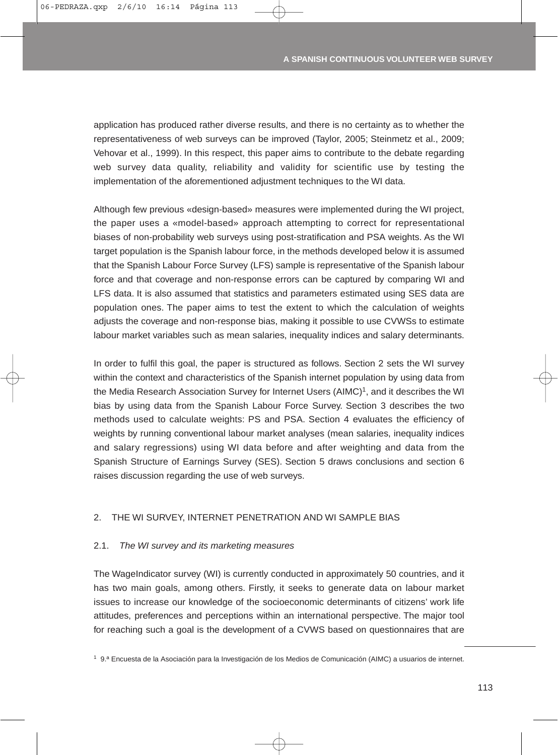application has produced rather diverse results, and there is no certainty as to whether the representativeness of web surveys can be improved (Taylor, 2005; Steinmetz et al., 2009; Vehovar et al., 1999). In this respect, this paper aims to contribute to the debate regarding web survey data quality, reliability and validity for scientific use by testing the implementation of the aforementioned adjustment techniques to the WI data.

Although few previous «design-based» measures were implemented during the WI project, the paper uses a «model-based» approach attempting to correct for representational biases of non-probability web surveys using post-stratification and PSA weights. As the WI target population is the Spanish labour force, in the methods developed below it is assumed that the Spanish Labour Force Survey (LFS) sample is representative of the Spanish labour force and that coverage and non-response errors can be captured by comparing WI and LFS data. It is also assumed that statistics and parameters estimated using SES data are population ones. The paper aims to test the extent to which the calculation of weights adjusts the coverage and non-response bias, making it possible to use CVWSs to estimate labour market variables such as mean salaries, inequality indices and salary determinants.

In order to fulfil this goal, the paper is structured as follows. Section 2 sets the WI survey within the context and characteristics of the Spanish internet population by using data from the Media Research Association Survey for Internet Users (AIMC)[1], and it describes the WI bias by using data from the Spanish Labour Force Survey. Section 3 describes the two methods used to calculate weights: PS and PSA. Section 4 evaluates the efficiency of weights by running conventional labour market analyses (mean salaries, inequality indices and salary regressions) using WI data before and after weighting and data from the Spanish Structure of Earnings Survey (SES). Section 5 draws conclusions and section 6 raises discussion regarding the use of web surveys.

## 2. THE WI SURVEY, INTERNET PENETRATION AND WI SAMPLE BIAS

### 2.1. *The WI survey and its marketing measures*

The WageIndicator survey (WI) is currently conducted in approximately 50 countries, and it has two main goals, among others. Firstly, it seeks to generate data on labour market issues to increase our knowledge of the socioeconomic determinants of citizens' work life attitudes, preferences and perceptions within an international perspective. The major tool for reaching such a goal is the development of a CVWS based on questionnaires that are

[1] 9.ª Encuesta de la Asociación para la Investigación de los Medios de Comunicación (AIMC) a usuarios de internet.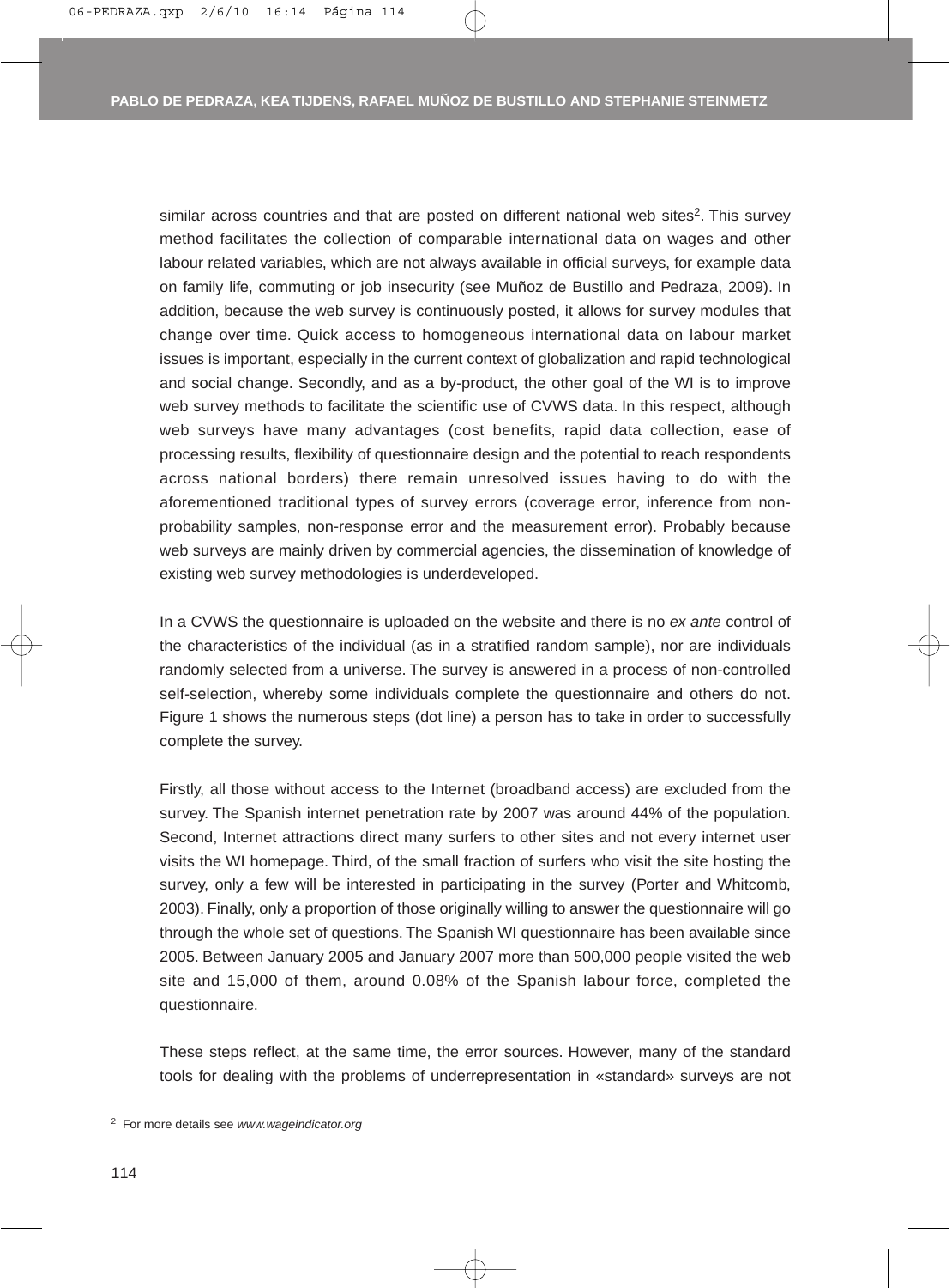similar across countries and that are posted on different national web sites[2]. This survey method facilitates the collection of comparable international data on wages and other labour related variables, which are not always available in official surveys, for example data on family life, commuting or job insecurity (see Muñoz de Bustillo and Pedraza, 2009). In addition, because the web survey is continuously posted, it allows for survey modules that change over time. Quick access to homogeneous international data on labour market issues is important, especially in the current context of globalization and rapid technological and social change. Secondly, and as a by-product, the other goal of the WI is to improve web survey methods to facilitate the scientific use of CVWS data. In this respect, although web surveys have many advantages (cost benefits, rapid data collection, ease of processing results, flexibility of questionnaire design and the potential to reach respondents across national borders) there remain unresolved issues having to do with the aforementioned traditional types of survey errors (coverage error, inference from non-probability samples, non-response error and the measurement error). Probably because web surveys are mainly driven by commercial agencies, the dissemination of knowledge of existing web survey methodologies is underdeveloped.

In a CVWS the questionnaire is uploaded on the website and there is no *ex ante* control of the characteristics of the individual (as in a stratified random sample), nor are individuals randomly selected from a universe. The survey is answered in a process of non-controlled self-selection, whereby some individuals complete the questionnaire and others do not. Figure 1 shows the numerous steps (dot line) a person has to take in order to successfully complete the survey.

Firstly, all those without access to the Internet (broadband access) are excluded from the survey. The Spanish internet penetration rate by 2007 was around 44% of the population. Second, Internet attractions direct many surfers to other sites and not every internet user visits the WI homepage. Third, of the small fraction of surfers who visit the site hosting the survey, only a few will be interested in participating in the survey (Porter and Whitcomb, 2003). Finally, only a proportion of those originally willing to answer the questionnaire will go through the whole set of questions. The Spanish WI questionnaire has been available since 2005. Between January 2005 and January 2007 more than 500,000 people visited the web site and 15,000 of them, around 0.08% of the Spanish labour force, completed the questionnaire.

These steps reflect, at the same time, the error sources. However, many of the standard tools for dealing with the problems of underrepresentation in «standard» surveys are not

[2] For more details see *www.wageindicator.org*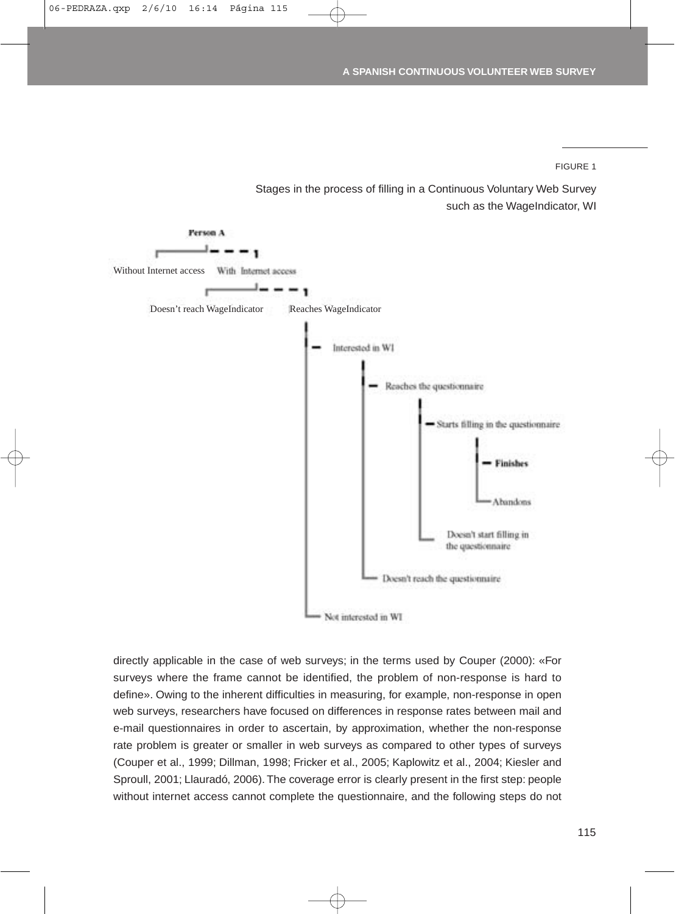FIGURE 1

Stages in the process of filling in a Continuous Voluntary Web Survey such as the WageIndicator, WI

Person A

- Without Internet access
- With Internet access
  - Doesn't reach WageIndicator
  - Reaches WageIndicator
    - Interested in WI
      - Reaches the questionnaire
        - Starts filling in the questionnaire
          - **Finishes**
          - Abandons
        - Doesn't start filling in the questionnaire
      - Doesn't reach the questionnaire
    - Not interested in WI

directly applicable in the case of web surveys; in the terms used by Couper (2000): «For surveys where the frame cannot be identified, the problem of non-response is hard to define». Owing to the inherent difficulties in measuring, for example, non-response in open web surveys, researchers have focused on differences in response rates between mail and e-mail questionnaires in order to ascertain, by approximation, whether the non-response rate problem is greater or smaller in web surveys as compared to other types of surveys (Couper et al., 1999; Dillman, 1998; Fricker et al., 2005; Kaplowitz et al., 2004; Kiesler and Sproull, 2001; Llauradó, 2006). The coverage error is clearly present in the first step: people without internet access cannot complete the questionnaire, and the following steps do not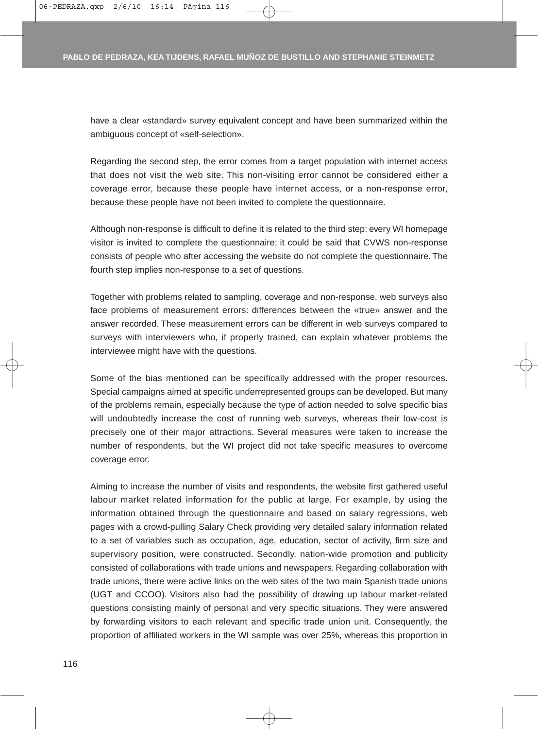have a clear «standard» survey equivalent concept and have been summarized within the ambiguous concept of «self-selection».

Regarding the second step, the error comes from a target population with internet access that does not visit the web site. This non-visiting error cannot be considered either a coverage error, because these people have internet access, or a non-response error, because these people have not been invited to complete the questionnaire.

Although non-response is difficult to define it is related to the third step: every WI homepage visitor is invited to complete the questionnaire; it could be said that CVWS non-response consists of people who after accessing the website do not complete the questionnaire. The fourth step implies non-response to a set of questions.

Together with problems related to sampling, coverage and non-response, web surveys also face problems of measurement errors: differences between the «true» answer and the answer recorded. These measurement errors can be different in web surveys compared to surveys with interviewers who, if properly trained, can explain whatever problems the interviewee might have with the questions.

Some of the bias mentioned can be specifically addressed with the proper resources. Special campaigns aimed at specific underrepresented groups can be developed. But many of the problems remain, especially because the type of action needed to solve specific bias will undoubtedly increase the cost of running web surveys, whereas their low-cost is precisely one of their major attractions. Several measures were taken to increase the number of respondents, but the WI project did not take specific measures to overcome coverage error.

Aiming to increase the number of visits and respondents, the website first gathered useful labour market related information for the public at large. For example, by using the information obtained through the questionnaire and based on salary regressions, web pages with a crowd-pulling Salary Check providing very detailed salary information related to a set of variables such as occupation, age, education, sector of activity, firm size and supervisory position, were constructed. Secondly, nation-wide promotion and publicity consisted of collaborations with trade unions and newspapers. Regarding collaboration with trade unions, there were active links on the web sites of the two main Spanish trade unions (UGT and CCOO). Visitors also had the possibility of drawing up labour market-related questions consisting mainly of personal and very specific situations. They were answered by forwarding visitors to each relevant and specific trade union unit. Consequently, the proportion of affiliated workers in the WI sample was over 25%, whereas this proportion in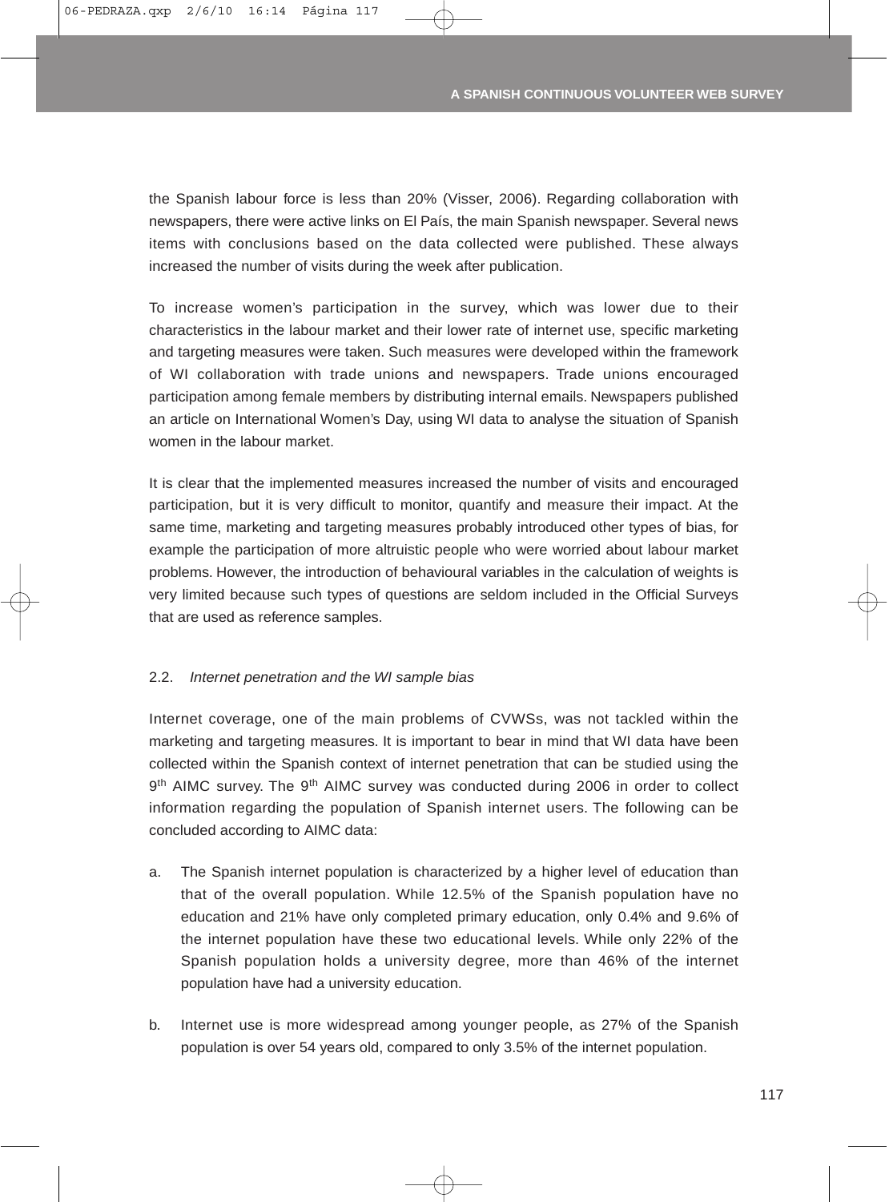the Spanish labour force is less than 20% (Visser, 2006). Regarding collaboration with newspapers, there were active links on El País, the main Spanish newspaper. Several news items with conclusions based on the data collected were published. These always increased the number of visits during the week after publication.

To increase women's participation in the survey, which was lower due to their characteristics in the labour market and their lower rate of internet use, specific marketing and targeting measures were taken. Such measures were developed within the framework of WI collaboration with trade unions and newspapers. Trade unions encouraged participation among female members by distributing internal emails. Newspapers published an article on International Women's Day, using WI data to analyse the situation of Spanish women in the labour market.

It is clear that the implemented measures increased the number of visits and encouraged participation, but it is very difficult to monitor, quantify and measure their impact. At the same time, marketing and targeting measures probably introduced other types of bias, for example the participation of more altruistic people who were worried about labour market problems. However, the introduction of behavioural variables in the calculation of weights is very limited because such types of questions are seldom included in the Official Surveys that are used as reference samples.

### 2.2. *Internet penetration and the WI sample bias*

Internet coverage, one of the main problems of CVWSs, was not tackled within the marketing and targeting measures. It is important to bear in mind that WI data have been collected within the Spanish context of internet penetration that can be studied using the 9th AIMC survey. The 9th AIMC survey was conducted during 2006 in order to collect information regarding the population of Spanish internet users. The following can be concluded according to AIMC data:

a. The Spanish internet population is characterized by a higher level of education than that of the overall population. While 12.5% of the Spanish population have no education and 21% have only completed primary education, only 0.4% and 9.6% of the internet population have these two educational levels. While only 22% of the Spanish population holds a university degree, more than 46% of the internet population have had a university education.

b. Internet use is more widespread among younger people, as 27% of the Spanish population is over 54 years old, compared to only 3.5% of the internet population.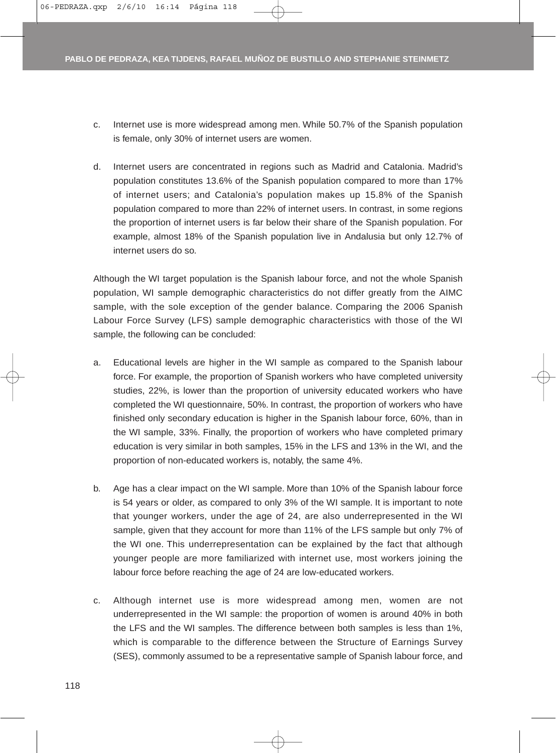c. Internet use is more widespread among men. While 50.7% of the Spanish population is female, only 30% of internet users are women.

d. Internet users are concentrated in regions such as Madrid and Catalonia. Madrid's population constitutes 13.6% of the Spanish population compared to more than 17% of internet users; and Catalonia's population makes up 15.8% of the Spanish population compared to more than 22% of internet users. In contrast, in some regions the proportion of internet users is far below their share of the Spanish population. For example, almost 18% of the Spanish population live in Andalusia but only 12.7% of internet users do so.

Although the WI target population is the Spanish labour force, and not the whole Spanish population, WI sample demographic characteristics do not differ greatly from the AIMC sample, with the sole exception of the gender balance. Comparing the 2006 Spanish Labour Force Survey (LFS) sample demographic characteristics with those of the WI sample, the following can be concluded:

a. Educational levels are higher in the WI sample as compared to the Spanish labour force. For example, the proportion of Spanish workers who have completed university studies, 22%, is lower than the proportion of university educated workers who have completed the WI questionnaire, 50%. In contrast, the proportion of workers who have finished only secondary education is higher in the Spanish labour force, 60%, than in the WI sample, 33%. Finally, the proportion of workers who have completed primary education is very similar in both samples, 15% in the LFS and 13% in the WI, and the proportion of non-educated workers is, notably, the same 4%.

b. Age has a clear impact on the WI sample. More than 10% of the Spanish labour force is 54 years or older, as compared to only 3% of the WI sample. It is important to note that younger workers, under the age of 24, are also underrepresented in the WI sample, given that they account for more than 11% of the LFS sample but only 7% of the WI one. This underrepresentation can be explained by the fact that although younger people are more familiarized with internet use, most workers joining the labour force before reaching the age of 24 are low-educated workers.

c. Although internet use is more widespread among men, women are not underrepresented in the WI sample: the proportion of women is around 40% in both the LFS and the WI samples. The difference between both samples is less than 1%, which is comparable to the difference between the Structure of Earnings Survey (SES), commonly assumed to be a representative sample of Spanish labour force, and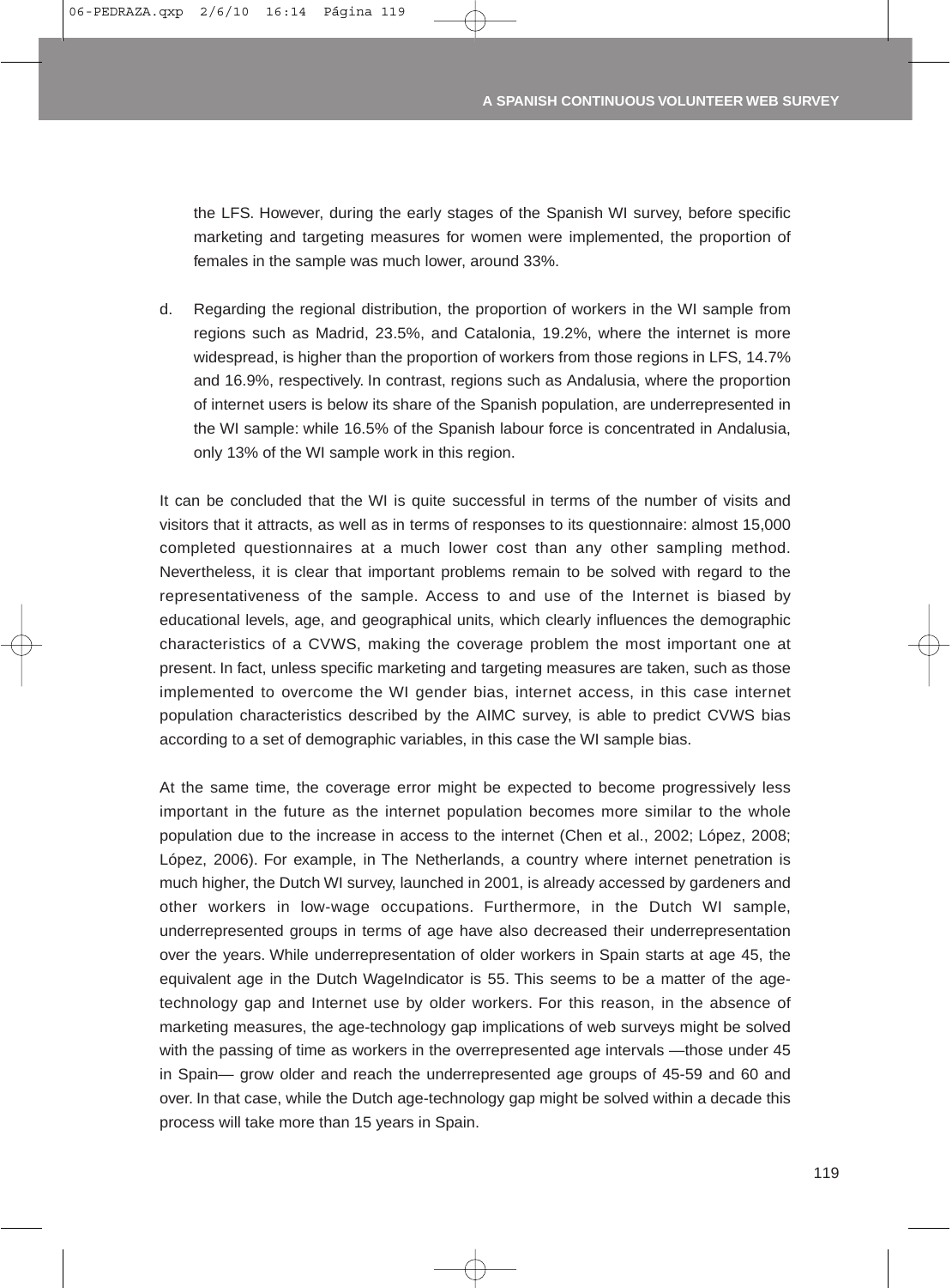the LFS. However, during the early stages of the Spanish WI survey, before specific marketing and targeting measures for women were implemented, the proportion of females in the sample was much lower, around 33%.

d. Regarding the regional distribution, the proportion of workers in the WI sample from regions such as Madrid, 23.5%, and Catalonia, 19.2%, where the internet is more widespread, is higher than the proportion of workers from those regions in LFS, 14.7% and 16.9%, respectively. In contrast, regions such as Andalusia, where the proportion of internet users is below its share of the Spanish population, are underrepresented in the WI sample: while 16.5% of the Spanish labour force is concentrated in Andalusia, only 13% of the WI sample work in this region.

It can be concluded that the WI is quite successful in terms of the number of visits and visitors that it attracts, as well as in terms of responses to its questionnaire: almost 15,000 completed questionnaires at a much lower cost than any other sampling method. Nevertheless, it is clear that important problems remain to be solved with regard to the representativeness of the sample. Access to and use of the Internet is biased by educational levels, age, and geographical units, which clearly influences the demographic characteristics of a CVWS, making the coverage problem the most important one at present. In fact, unless specific marketing and targeting measures are taken, such as those implemented to overcome the WI gender bias, internet access, in this case internet population characteristics described by the AIMC survey, is able to predict CVWS bias according to a set of demographic variables, in this case the WI sample bias.

At the same time, the coverage error might be expected to become progressively less important in the future as the internet population becomes more similar to the whole population due to the increase in access to the internet (Chen et al., 2002; López, 2008; López, 2006). For example, in The Netherlands, a country where internet penetration is much higher, the Dutch WI survey, launched in 2001, is already accessed by gardeners and other workers in low-wage occupations. Furthermore, in the Dutch WI sample, underrepresented groups in terms of age have also decreased their underrepresentation over the years. While underrepresentation of older workers in Spain starts at age 45, the equivalent age in the Dutch WageIndicator is 55. This seems to be a matter of the age-technology gap and Internet use by older workers. For this reason, in the absence of marketing measures, the age-technology gap implications of web surveys might be solved with the passing of time as workers in the overrepresented age intervals —those under 45 in Spain— grow older and reach the underrepresented age groups of 45-59 and 60 and over. In that case, while the Dutch age-technology gap might be solved within a decade this process will take more than 15 years in Spain.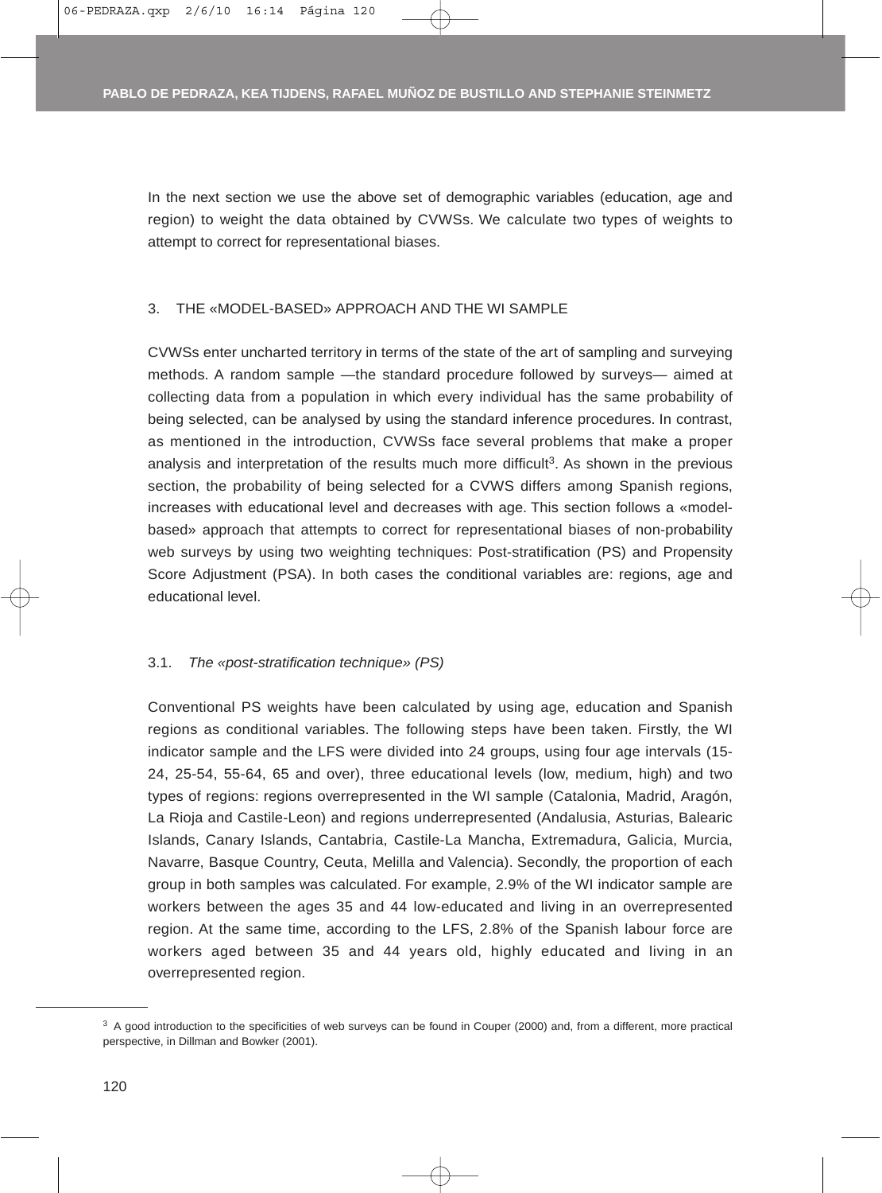In the next section we use the above set of demographic variables (education, age and region) to weight the data obtained by CVWSs. We calculate two types of weights to attempt to correct for representational biases.

## 3. THE «MODEL-BASED» APPROACH AND THE WI SAMPLE

CVWSs enter uncharted territory in terms of the state of the art of sampling and surveying methods. A random sample —the standard procedure followed by surveys— aimed at collecting data from a population in which every individual has the same probability of being selected, can be analysed by using the standard inference procedures. In contrast, as mentioned in the introduction, CVWSs face several problems that make a proper analysis and interpretation of the results much more difficult[3]. As shown in the previous section, the probability of being selected for a CVWS differs among Spanish regions, increases with educational level and decreases with age. This section follows a «model-based» approach that attempts to correct for representational biases of non-probability web surveys by using two weighting techniques: Post-stratification (PS) and Propensity Score Adjustment (PSA). In both cases the conditional variables are: regions, age and educational level.

### 3.1. *The «post-stratification technique» (PS)*

Conventional PS weights have been calculated by using age, education and Spanish regions as conditional variables. The following steps have been taken. Firstly, the WI indicator sample and the LFS were divided into 24 groups, using four age intervals (15-24, 25-54, 55-64, 65 and over), three educational levels (low, medium, high) and two types of regions: regions overrepresented in the WI sample (Catalonia, Madrid, Aragón, La Rioja and Castile-Leon) and regions underrepresented (Andalusia, Asturias, Balearic Islands, Canary Islands, Cantabria, Castile-La Mancha, Extremadura, Galicia, Murcia, Navarre, Basque Country, Ceuta, Melilla and Valencia). Secondly, the proportion of each group in both samples was calculated. For example, 2.9% of the WI indicator sample are workers between the ages 35 and 44 low-educated and living in an overrepresented region. At the same time, according to the LFS, 2.8% of the Spanish labour force are workers aged between 35 and 44 years old, highly educated and living in an overrepresented region.

---

[3] A good introduction to the specificities of web surveys can be found in Couper (2000) and, from a different, more practical perspective, in Dillman and Bowker (2001).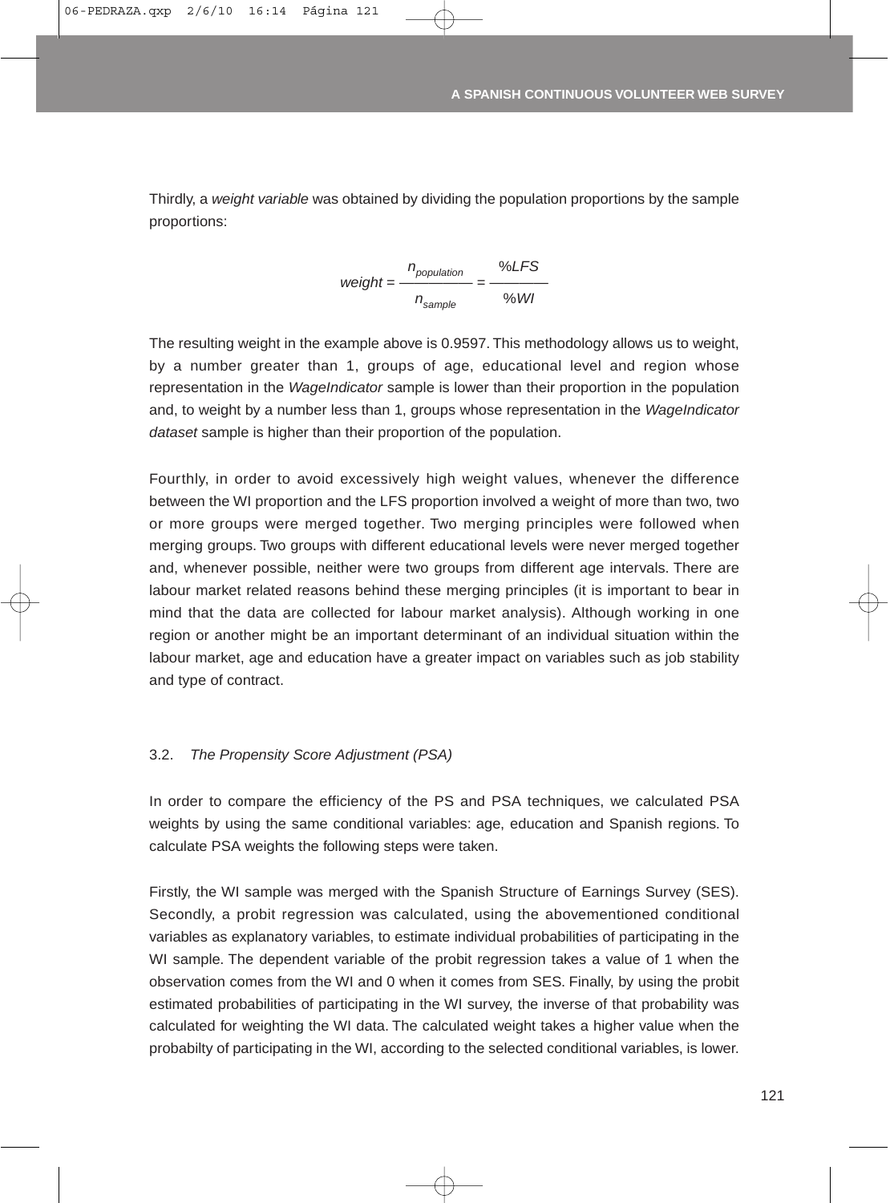Thirdly, a *weight variable* was obtained by dividing the population proportions by the sample proportions:

$$weight = \frac{n_{population}}{n_{sample}} = \frac{\%LFS}{\%WI}$$

The resulting weight in the example above is 0.9597. This methodology allows us to weight, by a number greater than 1, groups of age, educational level and region whose representation in the *WageIndicator* sample is lower than their proportion in the population and, to weight by a number less than 1, groups whose representation in the *WageIndicator dataset* sample is higher than their proportion of the population.

Fourthly, in order to avoid excessively high weight values, whenever the difference between the WI proportion and the LFS proportion involved a weight of more than two, two or more groups were merged together. Two merging principles were followed when merging groups. Two groups with different educational levels were never merged together and, whenever possible, neither were two groups from different age intervals. There are labour market related reasons behind these merging principles (it is important to bear in mind that the data are collected for labour market analysis). Although working in one region or another might be an important determinant of an individual situation within the labour market, age and education have a greater impact on variables such as job stability and type of contract.

### 3.2. *The Propensity Score Adjustment (PSA)*

In order to compare the efficiency of the PS and PSA techniques, we calculated PSA weights by using the same conditional variables: age, education and Spanish regions. To calculate PSA weights the following steps were taken.

Firstly, the WI sample was merged with the Spanish Structure of Earnings Survey (SES). Secondly, a probit regression was calculated, using the abovementioned conditional variables as explanatory variables, to estimate individual probabilities of participating in the WI sample. The dependent variable of the probit regression takes a value of 1 when the observation comes from the WI and 0 when it comes from SES. Finally, by using the probit estimated probabilities of participating in the WI survey, the inverse of that probability was calculated for weighting the WI data. The calculated weight takes a higher value when the probabilty of participating in the WI, according to the selected conditional variables, is lower.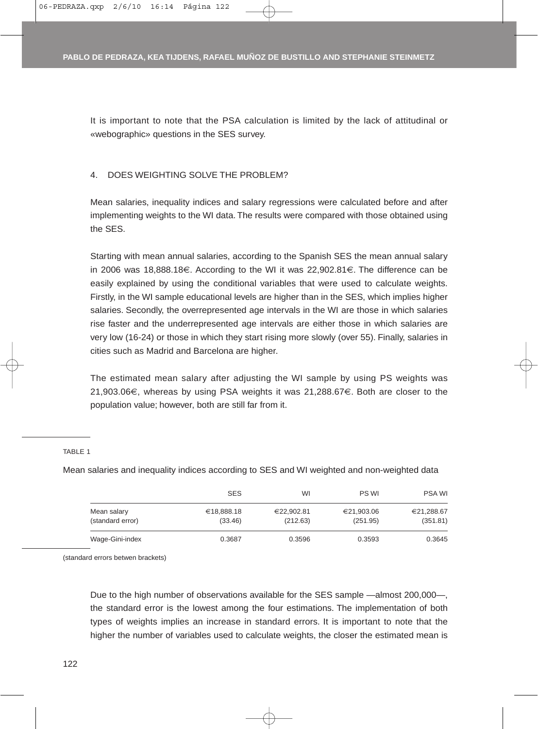It is important to note that the PSA calculation is limited by the lack of attitudinal or «webographic» questions in the SES survey.

## 4. DOES WEIGHTING SOLVE THE PROBLEM?

Mean salaries, inequality indices and salary regressions were calculated before and after implementing weights to the WI data. The results were compared with those obtained using the SES.

Starting with mean annual salaries, according to the Spanish SES the mean annual salary in 2006 was 18,888.18€. According to the WI it was 22,902.81€. The difference can be easily explained by using the conditional variables that were used to calculate weights. Firstly, in the WI sample educational levels are higher than in the SES, which implies higher salaries. Secondly, the overrepresented age intervals in the WI are those in which salaries rise faster and the underrepresented age intervals are either those in which salaries are very low (16-24) or those in which they start rising more slowly (over 55). Finally, salaries in cities such as Madrid and Barcelona are higher.

The estimated mean salary after adjusting the WI sample by using PS weights was 21,903.06€, whereas by using PSA weights it was 21,288.67€. Both are closer to the population value; however, both are still far from it.

TABLE 1

Mean salaries and inequality indices according to SES and WI weighted and non-weighted data

| | SES | WI | PS WI | PSA WI |
|---|---|---|---|---|
| Mean salary<br>(standard error) | €18,888.18<br>(33.46) | €22,902.81<br>(212.63) | €21,903.06<br>(251.95) | €21,288.67<br>(351.81) |
| Wage-Gini-index | 0.3687 | 0.3596 | 0.3593 | 0.3645 |

(standard errors betwen brackets)

Due to the high number of observations available for the SES sample —almost 200,000—, the standard error is the lowest among the four estimations. The implementation of both types of weights implies an increase in standard errors. It is important to note that the higher the number of variables used to calculate weights, the closer the estimated mean is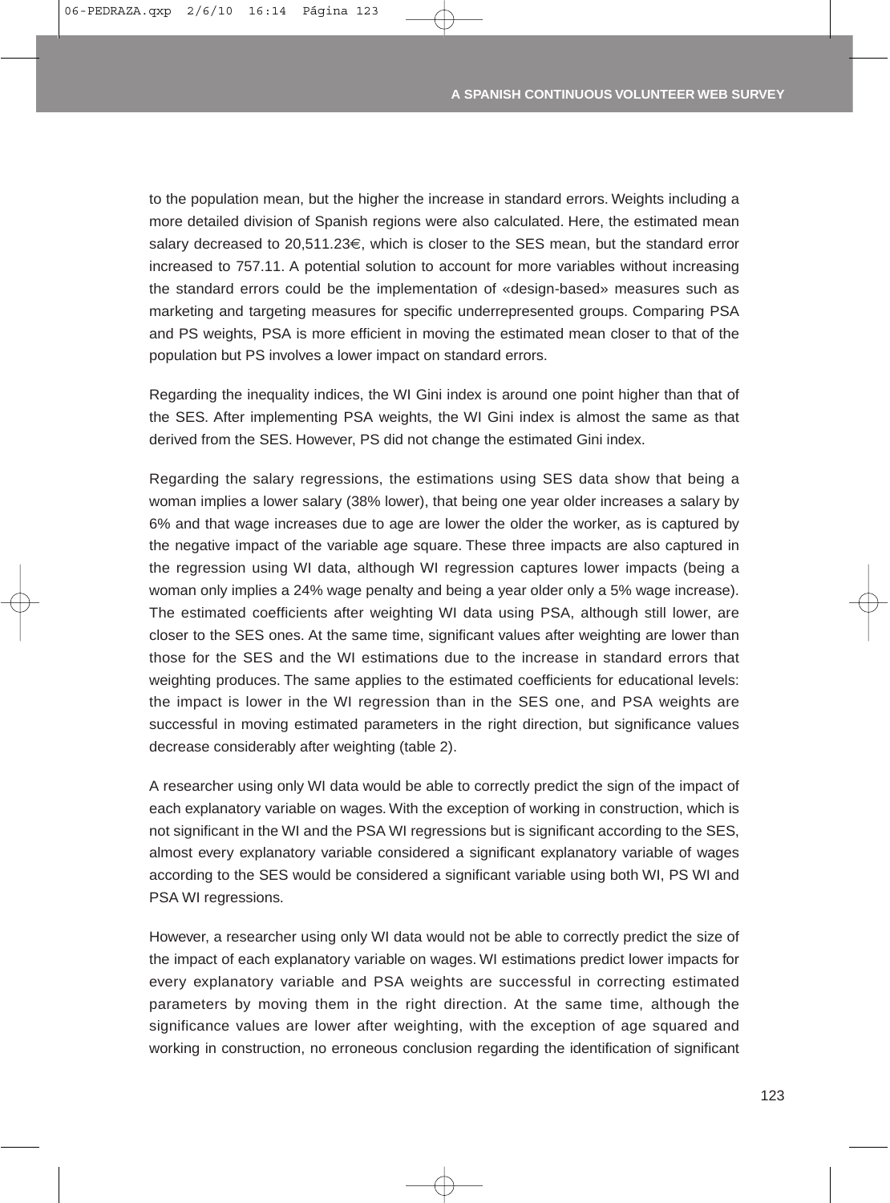to the population mean, but the higher the increase in standard errors. Weights including a more detailed division of Spanish regions were also calculated. Here, the estimated mean salary decreased to 20,511.23€, which is closer to the SES mean, but the standard error increased to 757.11. A potential solution to account for more variables without increasing the standard errors could be the implementation of «design-based» measures such as marketing and targeting measures for specific underrepresented groups. Comparing PSA and PS weights, PSA is more efficient in moving the estimated mean closer to that of the population but PS involves a lower impact on standard errors.

Regarding the inequality indices, the WI Gini index is around one point higher than that of the SES. After implementing PSA weights, the WI Gini index is almost the same as that derived from the SES. However, PS did not change the estimated Gini index.

Regarding the salary regressions, the estimations using SES data show that being a woman implies a lower salary (38% lower), that being one year older increases a salary by 6% and that wage increases due to age are lower the older the worker, as is captured by the negative impact of the variable age square. These three impacts are also captured in the regression using WI data, although WI regression captures lower impacts (being a woman only implies a 24% wage penalty and being a year older only a 5% wage increase). The estimated coefficients after weighting WI data using PSA, although still lower, are closer to the SES ones. At the same time, significant values after weighting are lower than those for the SES and the WI estimations due to the increase in standard errors that weighting produces. The same applies to the estimated coefficients for educational levels: the impact is lower in the WI regression than in the SES one, and PSA weights are successful in moving estimated parameters in the right direction, but significance values decrease considerably after weighting (table 2).

A researcher using only WI data would be able to correctly predict the sign of the impact of each explanatory variable on wages. With the exception of working in construction, which is not significant in the WI and the PSA WI regressions but is significant according to the SES, almost every explanatory variable considered a significant explanatory variable of wages according to the SES would be considered a significant variable using both WI, PS WI and PSA WI regressions.

However, a researcher using only WI data would not be able to correctly predict the size of the impact of each explanatory variable on wages. WI estimations predict lower impacts for every explanatory variable and PSA weights are successful in correcting estimated parameters by moving them in the right direction. At the same time, although the significance values are lower after weighting, with the exception of age squared and working in construction, no erroneous conclusion regarding the identification of significant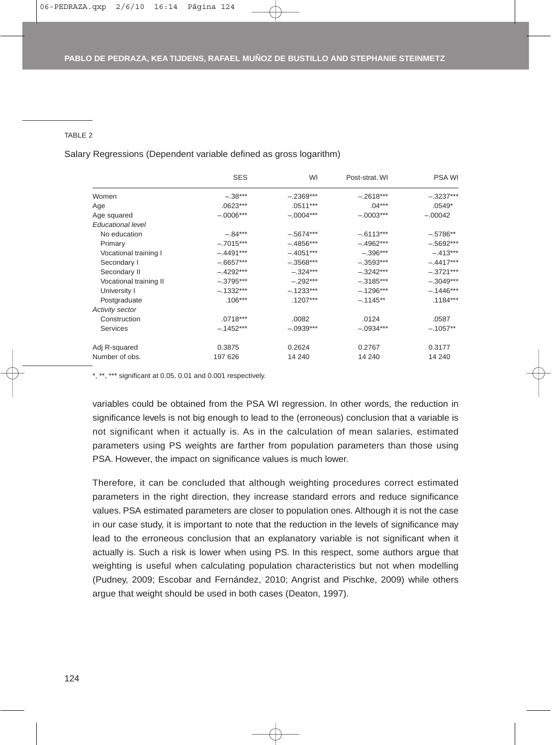TABLE 2

Salary Regressions (Dependent variable defined as gross logarithm)

| | SES | WI | Post-strat. WI | PSA WI |
|---|---|---|---|---|
| Women | –.38*** | –.2369*** | –.2618*** | –.3237*** |
| Age | .0623*** | .0511*** | .04*** | .0549* |
| Age squared | –.0006*** | –.0004*** | –.0003*** | –.00042 |
| *Educational level* | | | | |
| No education | –.84*** | –.5674*** | –.6113*** | –.5786** |
| Primary | –.7015*** | –.4856*** | –.4962*** | –.5692*** |
| Vocational training I | –.4491*** | –.4051*** | –.396*** | –.413*** |
| Secondary I | –.6657*** | –.3568*** | –.3593*** | –.4417*** |
| Secondary II | –.4292*** | –.324*** | –.3242*** | –.3721*** |
| Vocational training II | –.3795*** | –.292*** | –.3185*** | –.3049*** |
| University I | –.1332*** | –.1233*** | –.1296*** | –.1446*** |
| Postgraduate | .106*** | .1207*** | –.1145** | .1184*** |
| *Activity sector* | | | | |
| Construction | .0718*** | .0082 | .0124 | .0587 |
| Services | –.1452*** | –.0939*** | –.0934*** | –.1057** |
| Adj R-squared | 0.3875 | 0.2624 | 0.2767 | 0.3177 |
| Number of obs. | 197 626 | 14 240 | 14 240 | 14 240 |

*, **, *** significant at 0.05, 0.01 and 0.001 respectively.

variables could be obtained from the PSA WI regression. In other words, the reduction in significance levels is not big enough to lead to the (erroneous) conclusion that a variable is not significant when it actually is. As in the calculation of mean salaries, estimated parameters using PS weights are farther from population parameters than those using PSA. However, the impact on significance values is much lower.

Therefore, it can be concluded that although weighting procedures correct estimated parameters in the right direction, they increase standard errors and reduce significance values. PSA estimated parameters are closer to population ones. Although it is not the case in our case study, it is important to note that the reduction in the levels of significance may lead to the erroneous conclusion that an explanatory variable is not significant when it actually is. Such a risk is lower when using PS. In this respect, some authors argue that weighting is useful when calculating population characteristics but not when modelling (Pudney, 2009; Escobar and Fernández, 2010; Angrist and Pischke, 2009) while others argue that weight should be used in both cases (Deaton, 1997).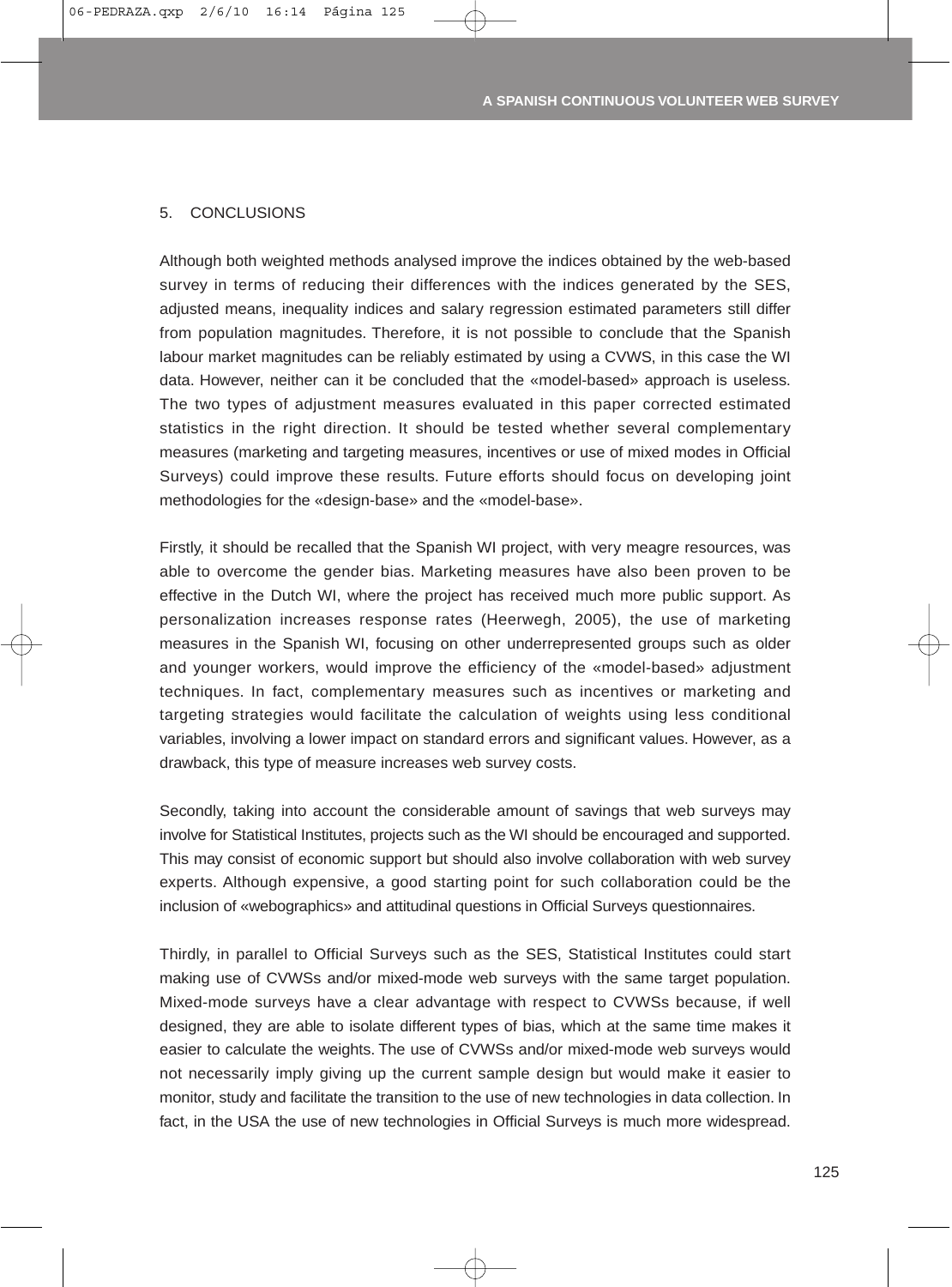## 5. CONCLUSIONS

Although both weighted methods analysed improve the indices obtained by the web-based survey in terms of reducing their differences with the indices generated by the SES, adjusted means, inequality indices and salary regression estimated parameters still differ from population magnitudes. Therefore, it is not possible to conclude that the Spanish labour market magnitudes can be reliably estimated by using a CVWS, in this case the WI data. However, neither can it be concluded that the «model-based» approach is useless. The two types of adjustment measures evaluated in this paper corrected estimated statistics in the right direction. It should be tested whether several complementary measures (marketing and targeting measures, incentives or use of mixed modes in Official Surveys) could improve these results. Future efforts should focus on developing joint methodologies for the «design-base» and the «model-base».

Firstly, it should be recalled that the Spanish WI project, with very meagre resources, was able to overcome the gender bias. Marketing measures have also been proven to be effective in the Dutch WI, where the project has received much more public support. As personalization increases response rates (Heerwegh, 2005), the use of marketing measures in the Spanish WI, focusing on other underrepresented groups such as older and younger workers, would improve the efficiency of the «model-based» adjustment techniques. In fact, complementary measures such as incentives or marketing and targeting strategies would facilitate the calculation of weights using less conditional variables, involving a lower impact on standard errors and significant values. However, as a drawback, this type of measure increases web survey costs.

Secondly, taking into account the considerable amount of savings that web surveys may involve for Statistical Institutes, projects such as the WI should be encouraged and supported. This may consist of economic support but should also involve collaboration with web survey experts. Although expensive, a good starting point for such collaboration could be the inclusion of «webographics» and attitudinal questions in Official Surveys questionnaires.

Thirdly, in parallel to Official Surveys such as the SES, Statistical Institutes could start making use of CVWSs and/or mixed-mode web surveys with the same target population. Mixed-mode surveys have a clear advantage with respect to CVWSs because, if well designed, they are able to isolate different types of bias, which at the same time makes it easier to calculate the weights. The use of CVWSs and/or mixed-mode web surveys would not necessarily imply giving up the current sample design but would make it easier to monitor, study and facilitate the transition to the use of new technologies in data collection. In fact, in the USA the use of new technologies in Official Surveys is much more widespread.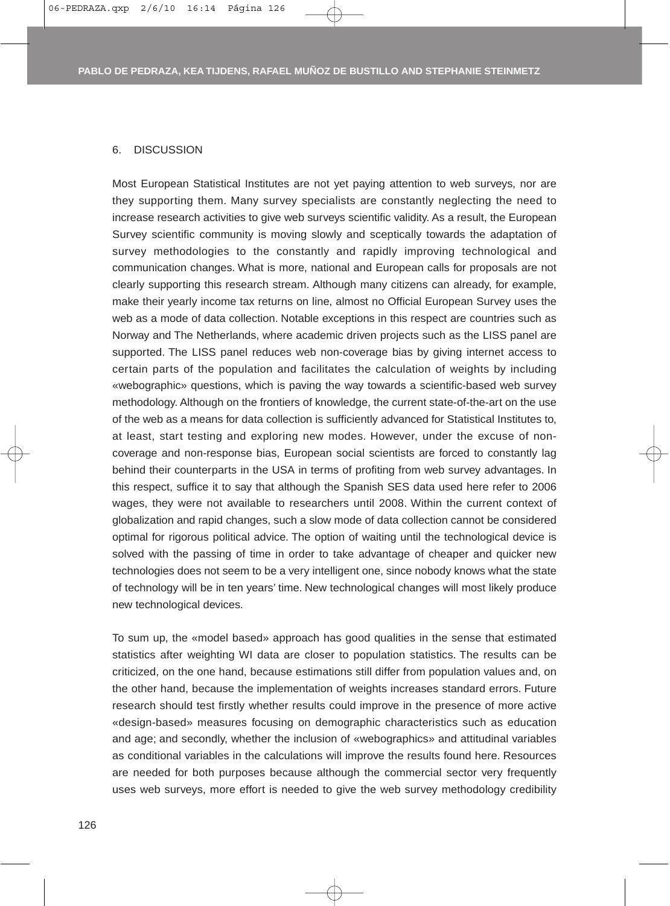## 6. DISCUSSION

Most European Statistical Institutes are not yet paying attention to web surveys, nor are they supporting them. Many survey specialists are constantly neglecting the need to increase research activities to give web surveys scientific validity. As a result, the European Survey scientific community is moving slowly and sceptically towards the adaptation of survey methodologies to the constantly and rapidly improving technological and communication changes. What is more, national and European calls for proposals are not clearly supporting this research stream. Although many citizens can already, for example, make their yearly income tax returns on line, almost no Official European Survey uses the web as a mode of data collection. Notable exceptions in this respect are countries such as Norway and The Netherlands, where academic driven projects such as the LISS panel are supported. The LISS panel reduces web non-coverage bias by giving internet access to certain parts of the population and facilitates the calculation of weights by including «webographic» questions, which is paving the way towards a scientific-based web survey methodology. Although on the frontiers of knowledge, the current state-of-the-art on the use of the web as a means for data collection is sufficiently advanced for Statistical Institutes to, at least, start testing and exploring new modes. However, under the excuse of non-coverage and non-response bias, European social scientists are forced to constantly lag behind their counterparts in the USA in terms of profiting from web survey advantages. In this respect, suffice it to say that although the Spanish SES data used here refer to 2006 wages, they were not available to researchers until 2008. Within the current context of globalization and rapid changes, such a slow mode of data collection cannot be considered optimal for rigorous political advice. The option of waiting until the technological device is solved with the passing of time in order to take advantage of cheaper and quicker new technologies does not seem to be a very intelligent one, since nobody knows what the state of technology will be in ten years' time. New technological changes will most likely produce new technological devices.

To sum up, the «model based» approach has good qualities in the sense that estimated statistics after weighting WI data are closer to population statistics. The results can be criticized, on the one hand, because estimations still differ from population values and, on the other hand, because the implementation of weights increases standard errors. Future research should test firstly whether results could improve in the presence of more active «design-based» measures focusing on demographic characteristics such as education and age; and secondly, whether the inclusion of «webographics» and attitudinal variables as conditional variables in the calculations will improve the results found here. Resources are needed for both purposes because although the commercial sector very frequently uses web surveys, more effort is needed to give the web survey methodology credibility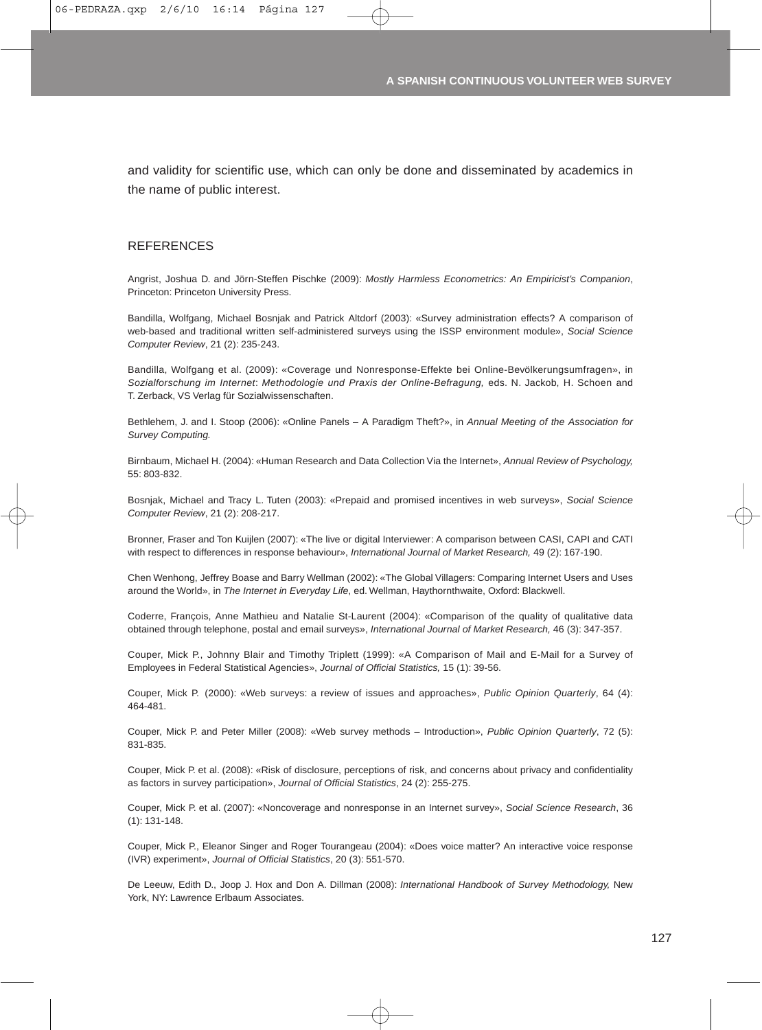and validity for scientific use, which can only be done and disseminated by academics in the name of public interest.

## REFERENCES

Angrist, Joshua D. and Jörn-Steffen Pischke (2009): *Mostly Harmless Econometrics: An Empiricist's Companion*, Princeton: Princeton University Press.

Bandilla, Wolfgang, Michael Bosnjak and Patrick Altdorf (2003): «Survey administration effects? A comparison of web-based and traditional written self-administered surveys using the ISSP environment module», *Social Science Computer Review*, 21 (2): 235-243.

Bandilla, Wolfgang et al. (2009): «Coverage und Nonresponse-Effekte bei Online-Bevölkerungsumfragen», in *Sozialforschung im Internet*: *Methodologie und Praxis der Online-Befragung,* eds. N. Jackob, H. Schoen and T. Zerback, VS Verlag für Sozialwissenschaften.

Bethlehem, J. and I. Stoop (2006): «Online Panels – A Paradigm Theft?», in *Annual Meeting of the Association for Survey Computing.*

Birnbaum, Michael H. (2004): «Human Research and Data Collection Via the Internet», *Annual Review of Psychology,* 55: 803-832.

Bosnjak, Michael and Tracy L. Tuten (2003): «Prepaid and promised incentives in web surveys», *Social Science Computer Review*, 21 (2): 208-217.

Bronner, Fraser and Ton Kuijlen (2007): «The live or digital Interviewer: A comparison between CASI, CAPI and CATI with respect to differences in response behaviour», *International Journal of Market Research,* 49 (2): 167-190.

Chen Wenhong, Jeffrey Boase and Barry Wellman (2002): «The Global Villagers: Comparing Internet Users and Uses around the World», in *The Internet in Everyday Life*, ed. Wellman, Haythornthwaite, Oxford: Blackwell.

Coderre, François, Anne Mathieu and Natalie St-Laurent (2004): «Comparison of the quality of qualitative data obtained through telephone, postal and email surveys», *International Journal of Market Research,* 46 (3): 347-357.

Couper, Mick P., Johnny Blair and Timothy Triplett (1999): «A Comparison of Mail and E-Mail for a Survey of Employees in Federal Statistical Agencies», *Journal of Official Statistics,* 15 (1): 39-56.

Couper, Mick P. (2000): «Web surveys: a review of issues and approaches», *Public Opinion Quarterly*, 64 (4): 464-481.

Couper, Mick P. and Peter Miller (2008): «Web survey methods – Introduction», *Public Opinion Quarterly*, 72 (5): 831-835.

Couper, Mick P. et al. (2008): «Risk of disclosure, perceptions of risk, and concerns about privacy and confidentiality as factors in survey participation», *Journal of Official Statistics*, 24 (2): 255-275.

Couper, Mick P. et al. (2007): «Noncoverage and nonresponse in an Internet survey», *Social Science Research*, 36 (1): 131-148.

Couper, Mick P., Eleanor Singer and Roger Tourangeau (2004): «Does voice matter? An interactive voice response (IVR) experiment», *Journal of Official Statistics*, 20 (3): 551-570.

De Leeuw, Edith D., Joop J. Hox and Don A. Dillman (2008): *International Handbook of Survey Methodology,* New York, NY: Lawrence Erlbaum Associates.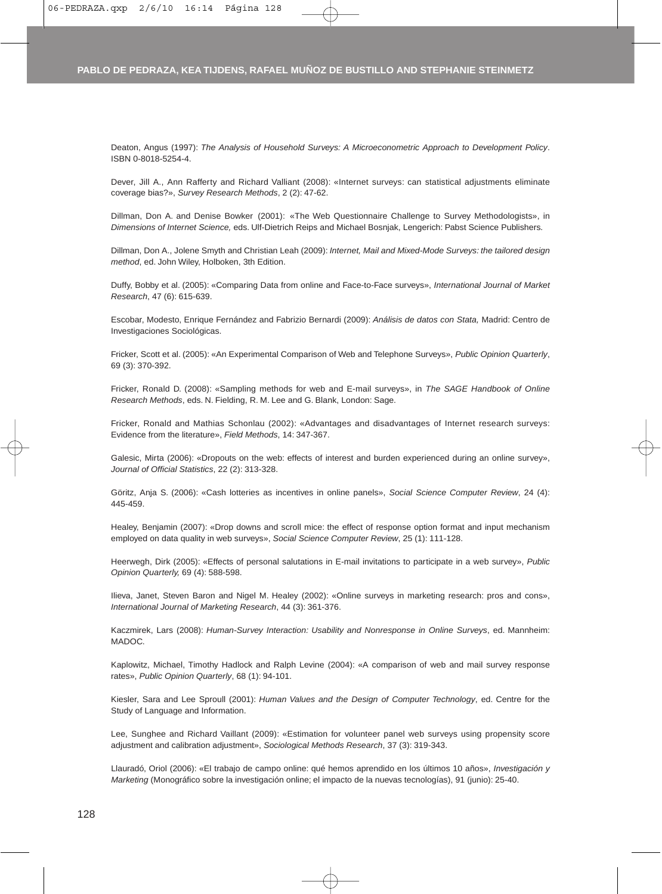Deaton, Angus (1997): *The Analysis of Household Surveys: A Microeconometric Approach to Development Policy*. ISBN 0-8018-5254-4.

Dever, Jill A., Ann Rafferty and Richard Valliant (2008): «Internet surveys: can statistical adjustments eliminate coverage bias?», *Survey Research Methods*, 2 (2): 47-62.

Dillman, Don A. and Denise Bowker (2001): «The Web Questionnaire Challenge to Survey Methodologists», in *Dimensions of Internet Science,* eds. Ulf-Dietrich Reips and Michael Bosnjak, Lengerich: Pabst Science Publishers.

Dillman, Don A., Jolene Smyth and Christian Leah (2009): *Internet, Mail and Mixed-Mode Surveys: the tailored design method*, ed. John Wiley, Holboken, 3th Edition.

Duffy, Bobby et al. (2005): «Comparing Data from online and Face-to-Face surveys», *International Journal of Market Research*, 47 (6): 615-639.

Escobar, Modesto, Enrique Fernández and Fabrizio Bernardi (2009): *Análisis de datos con Stata,* Madrid: Centro de Investigaciones Sociológicas.

Fricker, Scott et al. (2005): «An Experimental Comparison of Web and Telephone Surveys», *Public Opinion Quarterly*, 69 (3): 370-392.

Fricker, Ronald D. (2008): «Sampling methods for web and E-mail surveys», in *The SAGE Handbook of Online Research Methods*, eds. N. Fielding, R. M. Lee and G. Blank, London: Sage.

Fricker, Ronald and Mathias Schonlau (2002): «Advantages and disadvantages of Internet research surveys: Evidence from the literature», *Field Methods*, 14: 347-367.

Galesic, Mirta (2006): «Dropouts on the web: effects of interest and burden experienced during an online survey», *Journal of Official Statistics*, 22 (2): 313-328.

Göritz, Anja S. (2006): «Cash lotteries as incentives in online panels», *Social Science Computer Review*, 24 (4): 445-459.

Healey, Benjamin (2007): «Drop downs and scroll mice: the effect of response option format and input mechanism employed on data quality in web surveys», *Social Science Computer Review*, 25 (1): 111-128.

Heerwegh, Dirk (2005): «Effects of personal salutations in E-mail invitations to participate in a web survey», *Public Opinion Quarterly,* 69 (4): 588-598.

Ilieva, Janet, Steven Baron and Nigel M. Healey (2002): «Online surveys in marketing research: pros and cons», *International Journal of Marketing Research*, 44 (3): 361-376.

Kaczmirek, Lars (2008): *Human-Survey Interaction: Usability and Nonresponse in Online Surveys*, ed. Mannheim: MADOC.

Kaplowitz, Michael, Timothy Hadlock and Ralph Levine (2004): «A comparison of web and mail survey response rates», *Public Opinion Quarterly*, 68 (1): 94-101.

Kiesler, Sara and Lee Sproull (2001): *Human Values and the Design of Computer Technology*, ed. Centre for the Study of Language and Information.

Lee, Sunghee and Richard Vaillant (2009): «Estimation for volunteer panel web surveys using propensity score adjustment and calibration adjustment», *Sociological Methods Research*, 37 (3): 319-343.

Llauradó, Oriol (2006): «El trabajo de campo online: qué hemos aprendido en los últimos 10 años», *Investigación y Marketing* (Monográfico sobre la investigación online; el impacto de la nuevas tecnologías), 91 (junio): 25-40.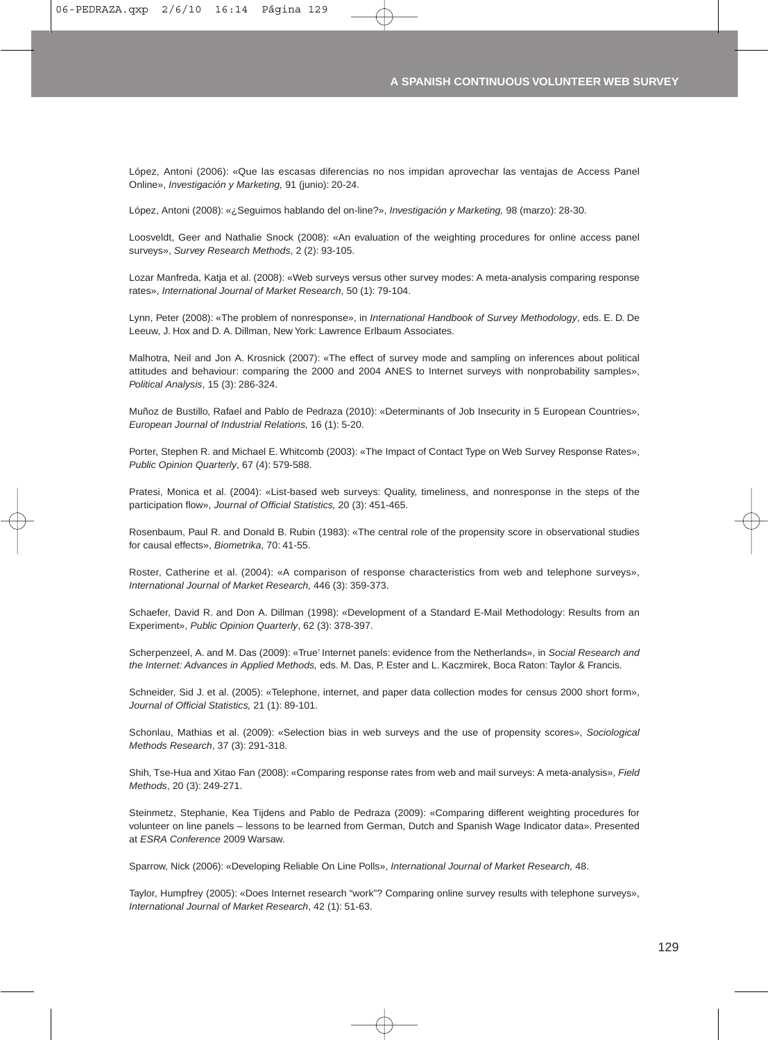López, Antoni (2006): «Que las escasas diferencias no nos impidan aprovechar las ventajas de Access Panel Online», *Investigación y Marketing,* 91 (junio): 20-24.

López, Antoni (2008): «¿Seguimos hablando del on-line?», *Investigación y Marketing,* 98 (marzo): 28-30.

Loosveldt, Geer and Nathalie Snock (2008): «An evaluation of the weighting procedures for online access panel surveys», *Survey Research Methods*, 2 (2): 93-105.

Lozar Manfreda, Katja et al. (2008): «Web surveys versus other survey modes: A meta-analysis comparing response rates», *International Journal of Market Research*, 50 (1): 79-104.

Lynn, Peter (2008): «The problem of nonresponse», in *International Handbook of Survey Methodology*, eds. E. D. De Leeuw, J. Hox and D. A. Dillman, New York: Lawrence Erlbaum Associates.

Malhotra, Neil and Jon A. Krosnick (2007): «The effect of survey mode and sampling on inferences about political attitudes and behaviour: comparing the 2000 and 2004 ANES to Internet surveys with nonprobability samples», *Political Analysis*, 15 (3): 286-324.

Muñoz de Bustillo, Rafael and Pablo de Pedraza (2010): «Determinants of Job Insecurity in 5 European Countries», *European Journal of Industrial Relations,* 16 (1): 5-20.

Porter, Stephen R. and Michael E. Whitcomb (2003): «The Impact of Contact Type on Web Survey Response Rates», *Public Opinion Quarterly*, 67 (4): 579-588.

Pratesi, Monica et al. (2004): «List-based web surveys: Quality, timeliness, and nonresponse in the steps of the participation flow», *Journal of Official Statistics,* 20 (3): 451-465.

Rosenbaum, Paul R. and Donald B. Rubin (1983): «The central role of the propensity score in observational studies for causal effects», *Biometrika*, 70: 41-55.

Roster, Catherine et al. (2004): «A comparison of response characteristics from web and telephone surveys», *International Journal of Market Research,* 446 (3): 359-373.

Schaefer, David R. and Don A. Dillman (1998): «Development of a Standard E-Mail Methodology: Results from an Experiment», *Public Opinion Quarterly*, 62 (3): 378-397.

Scherpenzeel, A. and M. Das (2009): «True' Internet panels: evidence from the Netherlands», in *Social Research and the Internet: Advances in Applied Methods,* eds. M. Das, P. Ester and L. Kaczmirek, Boca Raton: Taylor & Francis.

Schneider, Sid J. et al. (2005): «Telephone, internet, and paper data collection modes for census 2000 short form», *Journal of Official Statistics,* 21 (1): 89-101.

Schonlau, Mathias et al. (2009): «Selection bias in web surveys and the use of propensity scores», *Sociological Methods Research*, 37 (3): 291-318.

Shih, Tse-Hua and Xitao Fan (2008): «Comparing response rates from web and mail surveys: A meta-analysis», *Field Methods*, 20 (3): 249-271.

Steinmetz, Stephanie, Kea Tijdens and Pablo de Pedraza (2009): «Comparing different weighting procedures for volunteer on line panels – lessons to be learned from German, Dutch and Spanish Wage Indicator data». Presented at *ESRA Conference* 2009 Warsaw.

Sparrow, Nick (2006): «Developing Reliable On Line Polls», *International Journal of Market Research,* 48.

Taylor, Humpfrey (2005): «Does Internet research "work"? Comparing online survey results with telephone surveys», *International Journal of Market Research*, 42 (1): 51-63.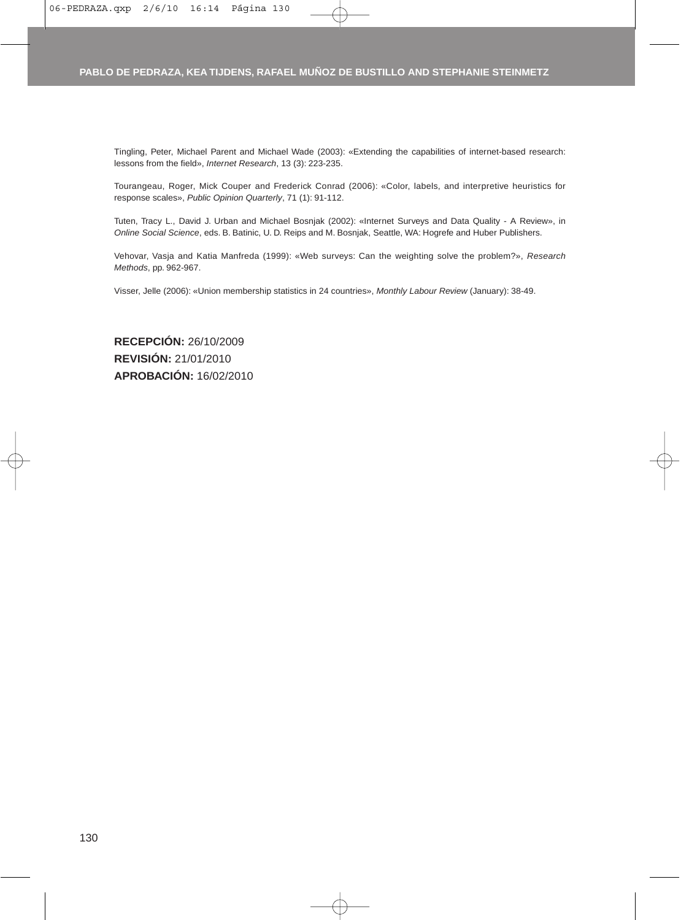Tingling, Peter, Michael Parent and Michael Wade (2003): «Extending the capabilities of internet-based research: lessons from the field», *Internet Research*, 13 (3): 223-235.

Tourangeau, Roger, Mick Couper and Frederick Conrad (2006): «Color, labels, and interpretive heuristics for response scales», *Public Opinion Quarterly*, 71 (1): 91-112.

Tuten, Tracy L., David J. Urban and Michael Bosnjak (2002): «Internet Surveys and Data Quality - A Review», in *Online Social Science*, eds. B. Batinic, U. D. Reips and M. Bosnjak, Seattle, WA: Hogrefe and Huber Publishers.

Vehovar, Vasja and Katia Manfreda (1999): «Web surveys: Can the weighting solve the problem?», *Research Methods*, pp. 962-967.

Visser, Jelle (2006): «Union membership statistics in 24 countries», *Monthly Labour Review* (January): 38-49.

**RECEPCIÓN:** 26/10/2009
**REVISIÓN:** 21/01/2010
**APROBACIÓN:** 16/02/2010